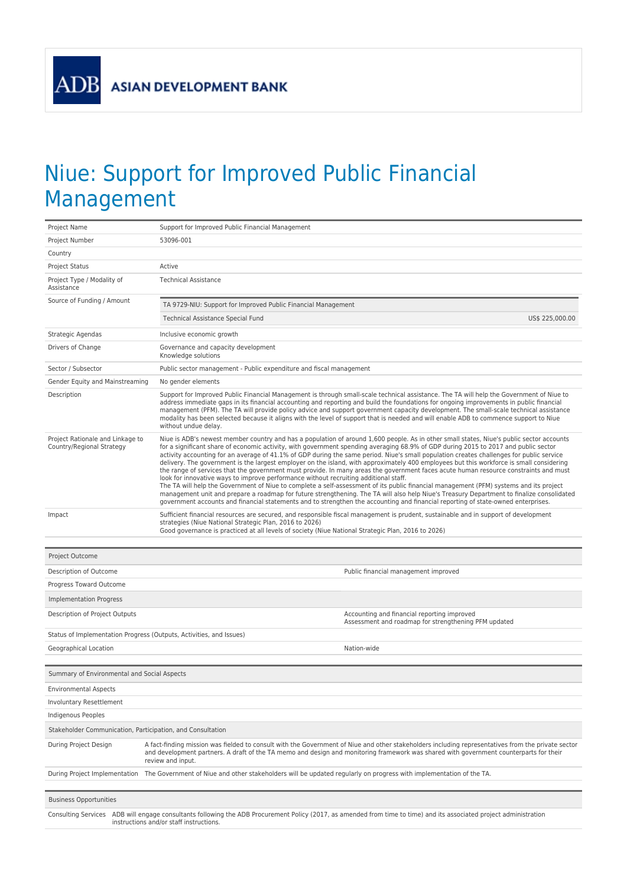ASIAN DEVELOPMENT BANK

# Niue: Support for Improved Public Financial Management

| | |
|---|---|
| Project Name | Support for Improved Public Financial Management |
| Project Number | 53096-001 |
| Country | |
| Project Status | Active |
| Project Type / Modality of Assistance | Technical Assistance |
| Source of Funding / Amount | TA 9729-NIU: Support for Improved Public Financial Management<br>Technical Assistance Special Fund US$ 225,000.00 |
| Strategic Agendas | Inclusive economic growth |
| Drivers of Change | Governance and capacity development<br>Knowledge solutions |
| Sector / Subsector | Public sector management - Public expenditure and fiscal management |
| Gender Equity and Mainstreaming | No gender elements |
| Description | Support for Improved Public Financial Management is through small-scale technical assistance. The TA will help the Government of Niue to address immediate gaps in its financial accounting and reporting and build the foundations for ongoing improvements in public financial management (PFM). The TA will provide policy advice and support government capacity development. The small-scale technical assistance modality has been selected because it aligns with the level of support that is needed and will enable ADB to commence support to Niue without undue delay. |
| Project Rationale and Linkage to Country/Regional Strategy | Niue is ADB's newest member country and has a population of around 1,600 people. As in other small states, Niue's public sector accounts for a significant share of economic activity, with government spending averaging 68.9% of GDP during 2015 to 2017 and public sector activity accounting for an average of 41.1% of GDP during the same period. Niue's small population creates challenges for public service delivery. The government is the largest employer on the island, with approximately 400 employees but this workforce is small considering the range of services that the government must provide. In many areas the government faces acute human resource constraints and must look for innovative ways to improve performance without recruiting additional staff.<br>The TA will help the Government of Niue to complete a self-assessment of its public financial management (PFM) systems and its project management unit and prepare a roadmap for future strengthening. The TA will also help Niue's Treasury Department to finalize consolidated government accounts and financial statements and to strengthen the accounting and financial reporting of state-owned enterprises. |
| Impact | Sufficient financial resources are secured, and responsible fiscal management is prudent, sustainable and in support of development strategies (Niue National Strategic Plan, 2016 to 2026)<br>Good governance is practiced at all levels of society (Niue National Strategic Plan, 2016 to 2026) |

| Project Outcome | |
|---|---|
| Description of Outcome | Public financial management improved |
| Progress Toward Outcome | |
| **Implementation Progress** | |
| Description of Project Outputs | Accounting and financial reporting improved<br>Assessment and roadmap for strengthening PFM updated |
| Status of Implementation Progress (Outputs, Activities, and Issues) | |
| Geographical Location | Nation-wide |

| Summary of Environmental and Social Aspects | |
|---|---|
| Environmental Aspects | |
| Involuntary Resettlement | |
| Indigenous Peoples | |
| **Stakeholder Communication, Participation, and Consultation** | |
| During Project Design | A fact-finding mission was fielded to consult with the Government of Niue and other stakeholders including representatives from the private sector and development partners. A draft of the TA memo and design and monitoring framework was shared with government counterparts for their review and input. |
| During Project Implementation | The Government of Niue and other stakeholders will be updated regularly on progress with implementation of the TA. |

| Business Opportunities | |
|---|---|
| Consulting Services | ADB will engage consultants following the ADB Procurement Policy (2017, as amended from time to time) and its associated project administration instructions and/or staff instructions. |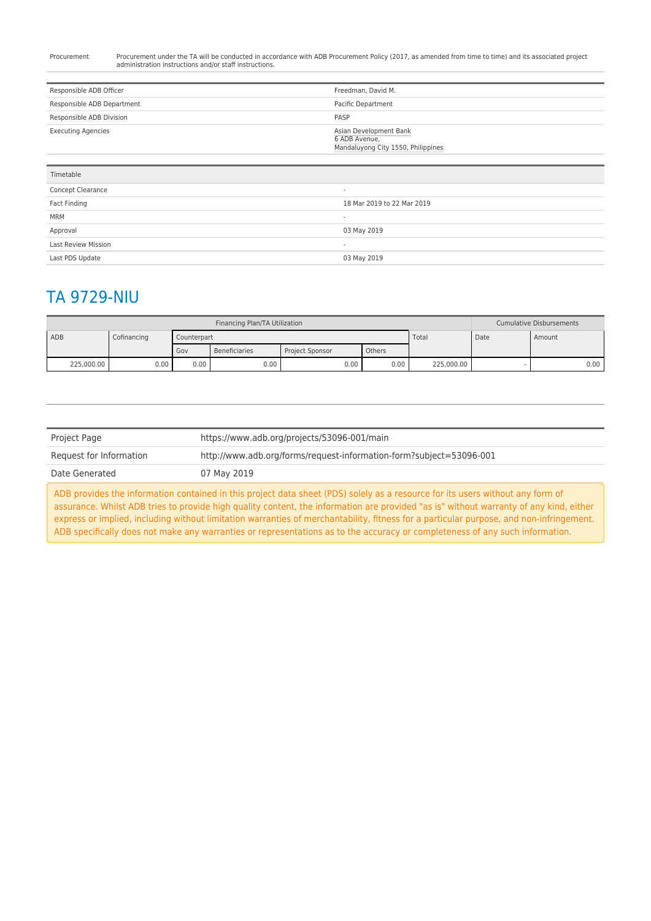| | |
|---|---|
| Procurement | Procurement under the TA will be conducted in accordance with ADB Procurement Policy (2017, as amended from time to time) and its associated project administration instructions and/or staff instructions. |

| | |
|---|---|
| Responsible ADB Officer | Freedman, David M. |
| Responsible ADB Department | Pacific Department |
| Responsible ADB Division | PASP |
| Executing Agencies | Asian Development Bank<br>6 ADB Avenue,<br>Mandaluyong City 1550, Philippines |

| Timetable | |
|---|---|
| Concept Clearance | - |
| Fact Finding | 18 Mar 2019 to 22 Mar 2019 |
| MRM | - |
| Approval | 03 May 2019 |
| Last Review Mission | - |
| Last PDS Update | 03 May 2019 |

## TA 9729-NIU

| Financing Plan/TA Utilization | | | | | | | Cumulative Disbursements | |
|---|---|---|---|---|---|---|---|---|
| ADB | Cofinancing | Counterpart | | | | Total | Date | Amount |
| | | Gov | Beneficiaries | Project Sponsor | Others | | | |
| 225,000.00 | 0.00 | 0.00 | 0.00 | 0.00 | 0.00 | 225,000.00 | - | 0.00 |

| | |
|---|---|
| Project Page | https://www.adb.org/projects/53096-001/main |
| Request for Information | http://www.adb.org/forms/request-information-form?subject=53096-001 |
| Date Generated | 07 May 2019 |

ADB provides the information contained in this project data sheet (PDS) solely as a resource for its users without any form of assurance. Whilst ADB tries to provide high quality content, the information are provided "as is" without warranty of any kind, either express or implied, including without limitation warranties of merchantability, fitness for a particular purpose, and non-infringement. ADB specifically does not make any warranties or representations as to the accuracy or completeness of any such information.